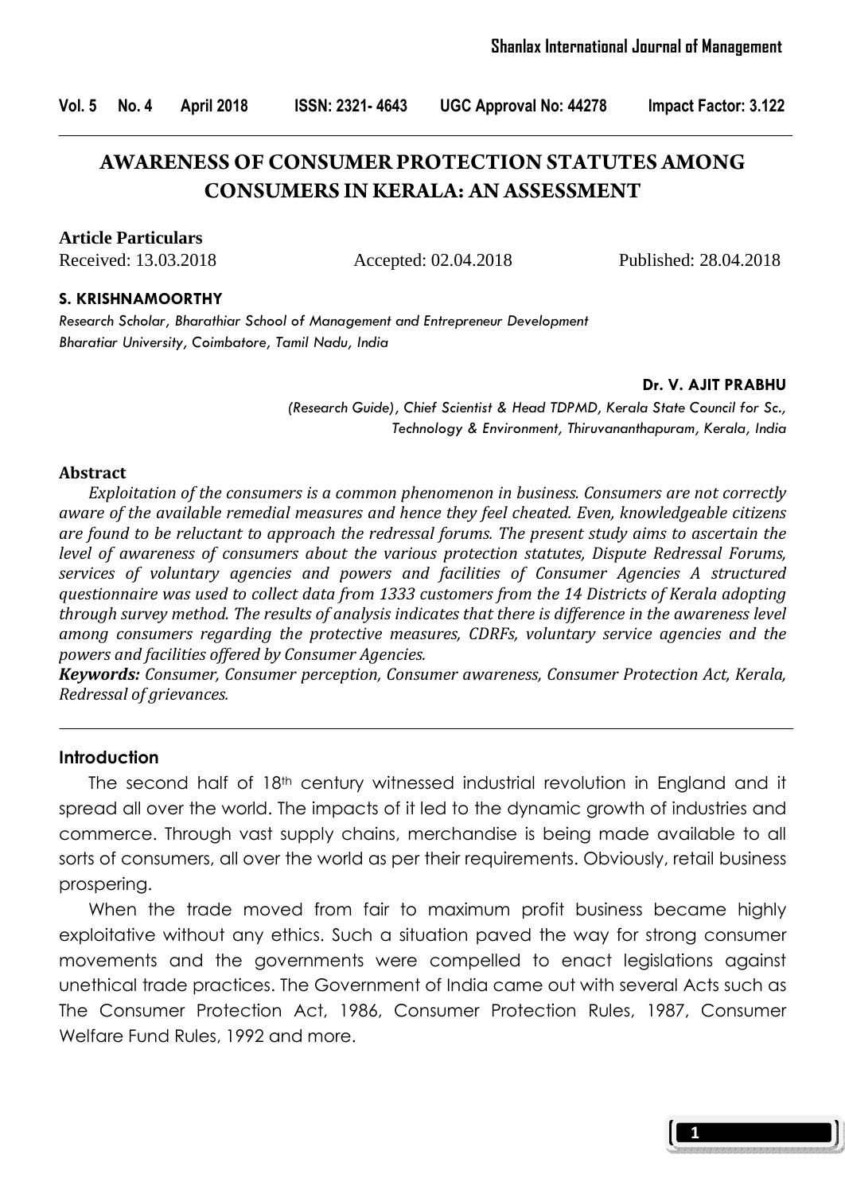# AWARENESS OF CONSUMER PROTECTION STATUTES AMONG CONSUMERS IN KERALA: AN ASSESSMENT

**Article Particulars**

Received: 13.03.2018 Accepted: 02.04.2018 Published: 28.04.2018

**S. KRISHNAMOORTHY**

*Research Scholar, Bharathiar School of Management and Entrepreneur Development*
*Bharatiar University, Coimbatore, Tamil Nadu, India*

**Dr. V. AJIT PRABHU**

*(Research Guide), Chief Scientist & Head TDPMD, Kerala State Council for Sc., Technology & Environment, Thiruvananthapuram, Kerala, India*

## Abstract

*Exploitation of the consumers is a common phenomenon in business. Consumers are not correctly aware of the available remedial measures and hence they feel cheated. Even, knowledgeable citizens are found to be reluctant to approach the redressal forums. The present study aims to ascertain the level of awareness of consumers about the various protection statutes, Dispute Redressal Forums, services of voluntary agencies and powers and facilities of Consumer Agencies A structured questionnaire was used to collect data from 1333 customers from the 14 Districts of Kerala adopting through survey method. The results of analysis indicates that there is difference in the awareness level among consumers regarding the protective measures, CDRFs, voluntary service agencies and the powers and facilities offered by Consumer Agencies.*

***Keywords:*** *Consumer, Consumer perception, Consumer awareness, Consumer Protection Act, Kerala, Redressal of grievances.*

## Introduction

The second half of 18th century witnessed industrial revolution in England and it spread all over the world. The impacts of it led to the dynamic growth of industries and commerce. Through vast supply chains, merchandise is being made available to all sorts of consumers, all over the world as per their requirements. Obviously, retail business prospering.

When the trade moved from fair to maximum profit business became highly exploitative without any ethics. Such a situation paved the way for strong consumer movements and the governments were compelled to enact legislations against unethical trade practices. The Government of India came out with several Acts such as The Consumer Protection Act, 1986, Consumer Protection Rules, 1987, Consumer Welfare Fund Rules, 1992 and more.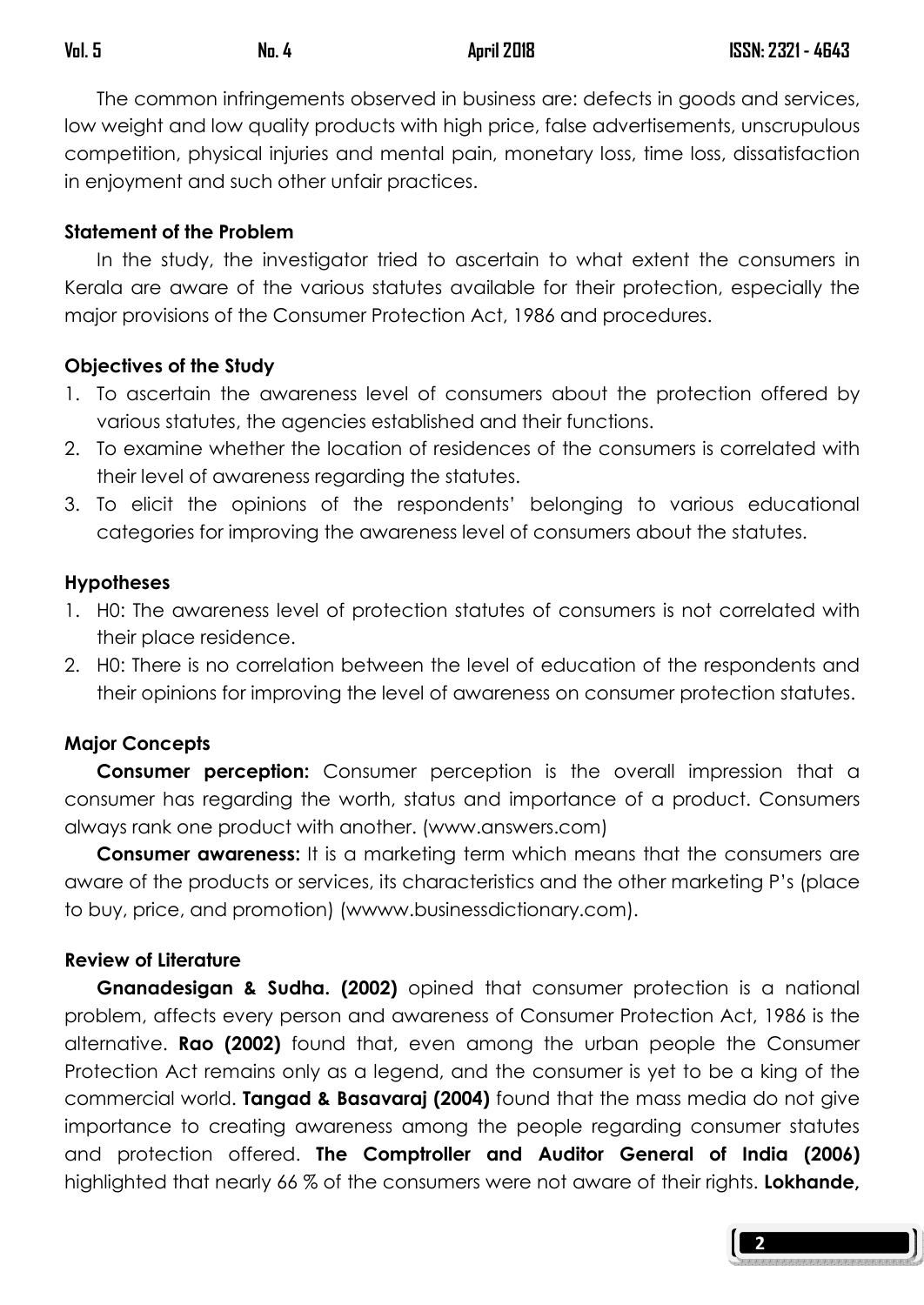The common infringements observed in business are: defects in goods and services, low weight and low quality products with high price, false advertisements, unscrupulous competition, physical injuries and mental pain, monetary loss, time loss, dissatisfaction in enjoyment and such other unfair practices.

### Statement of the Problem

In the study, the investigator tried to ascertain to what extent the consumers in Kerala are aware of the various statutes available for their protection, especially the major provisions of the Consumer Protection Act, 1986 and procedures.

### Objectives of the Study

1. To ascertain the awareness level of consumers about the protection offered by various statutes, the agencies established and their functions.
2. To examine whether the location of residences of the consumers is correlated with their level of awareness regarding the statutes.
3. To elicit the opinions of the respondents' belonging to various educational categories for improving the awareness level of consumers about the statutes.

### Hypotheses

1. H0: The awareness level of protection statutes of consumers is not correlated with their place residence.
2. H0: There is no correlation between the level of education of the respondents and their opinions for improving the level of awareness on consumer protection statutes.

### Major Concepts

**Consumer perception:** Consumer perception is the overall impression that a consumer has regarding the worth, status and importance of a product. Consumers always rank one product with another. (www.answers.com)

**Consumer awareness:** It is a marketing term which means that the consumers are aware of the products or services, its characteristics and the other marketing P's (place to buy, price, and promotion) (wwww.businessdictionary.com).

### Review of Literature

**Gnanadesigan & Sudha. (2002)** opined that consumer protection is a national problem, affects every person and awareness of Consumer Protection Act, 1986 is the alternative. **Rao (2002)** found that, even among the urban people the Consumer Protection Act remains only as a legend, and the consumer is yet to be a king of the commercial world. **Tangad & Basavaraj (2004)** found that the mass media do not give importance to creating awareness among the people regarding consumer statutes and protection offered. **The Comptroller and Auditor General of India (2006)** highlighted that nearly 66 % of the consumers were not aware of their rights. **Lokhande,**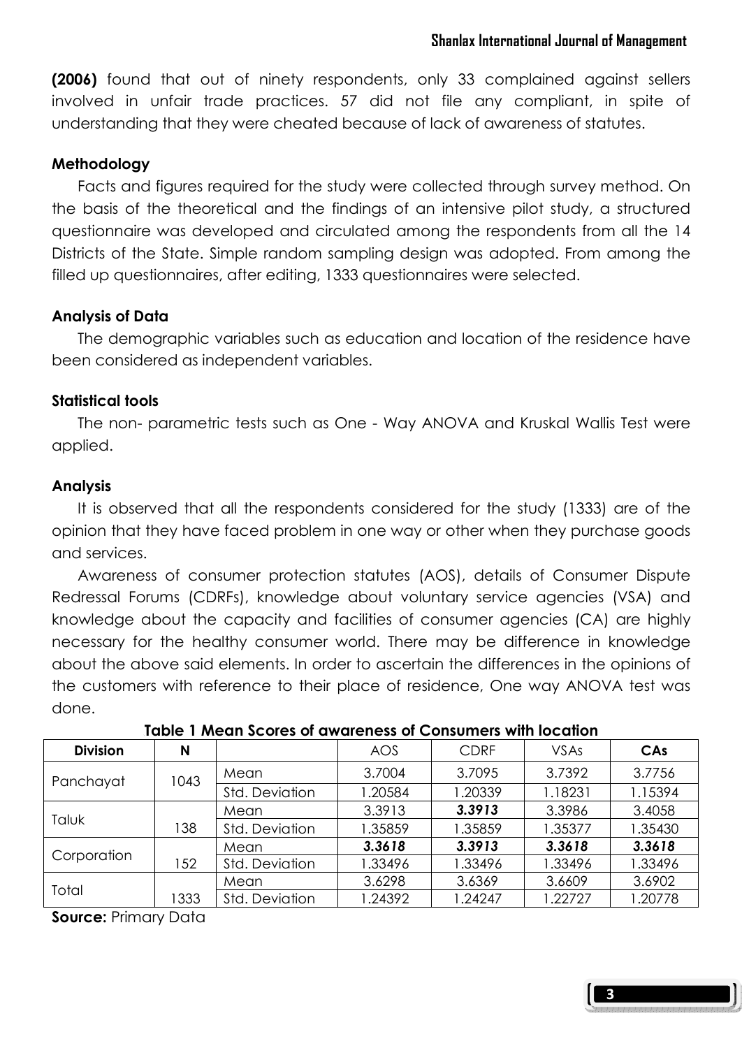**(2006)** found that out of ninety respondents, only 33 complained against sellers involved in unfair trade practices. 57 did not file any compliant, in spite of understanding that they were cheated because of lack of awareness of statutes.

### Methodology

Facts and figures required for the study were collected through survey method. On the basis of the theoretical and the findings of an intensive pilot study, a structured questionnaire was developed and circulated among the respondents from all the 14 Districts of the State. Simple random sampling design was adopted. From among the filled up questionnaires, after editing, 1333 questionnaires were selected.

### Analysis of Data

The demographic variables such as education and location of the residence have been considered as independent variables.

### Statistical tools

The non- parametric tests such as One - Way ANOVA and Kruskal Wallis Test were applied.

### Analysis

It is observed that all the respondents considered for the study (1333) are of the opinion that they have faced problem in one way or other when they purchase goods and services.

Awareness of consumer protection statutes (AOS), details of Consumer Dispute Redressal Forums (CDRFs), knowledge about voluntary service agencies (VSA) and knowledge about the capacity and facilities of consumer agencies (CA) are highly necessary for the healthy consumer world. There may be difference in knowledge about the above said elements. In order to ascertain the differences in the opinions of the customers with reference to their place of residence, One way ANOVA test was done.

**Table 1 Mean Scores of awareness of Consumers with location**

| Division | N | | AOS | CDRF | VSAs | CAs |
|---|---|---|---|---|---|---|
| Panchayat | 1043 | Mean | 3.7004 | 3.7095 | 3.7392 | 3.7756 |
| | | Std. Deviation | 1.20584 | 1.20339 | 1.18231 | 1.15394 |
| Taluk | 138 | Mean | 3.3913 | ***3.3913*** | 3.3986 | 3.4058 |
| | | Std. Deviation | 1.35859 | 1.35859 | 1.35377 | 1.35430 |
| Corporation | 152 | Mean | ***3.3618*** | ***3.3913*** | ***3.3618*** | ***3.3618*** |
| | | Std. Deviation | 1.33496 | 1.33496 | 1.33496 | 1.33496 |
| Total | 1333 | Mean | 3.6298 | 3.6369 | 3.6609 | 3.6902 |
| | | Std. Deviation | 1.24392 | 1.24247 | 1.22727 | 1.20778 |

**Source:** Primary Data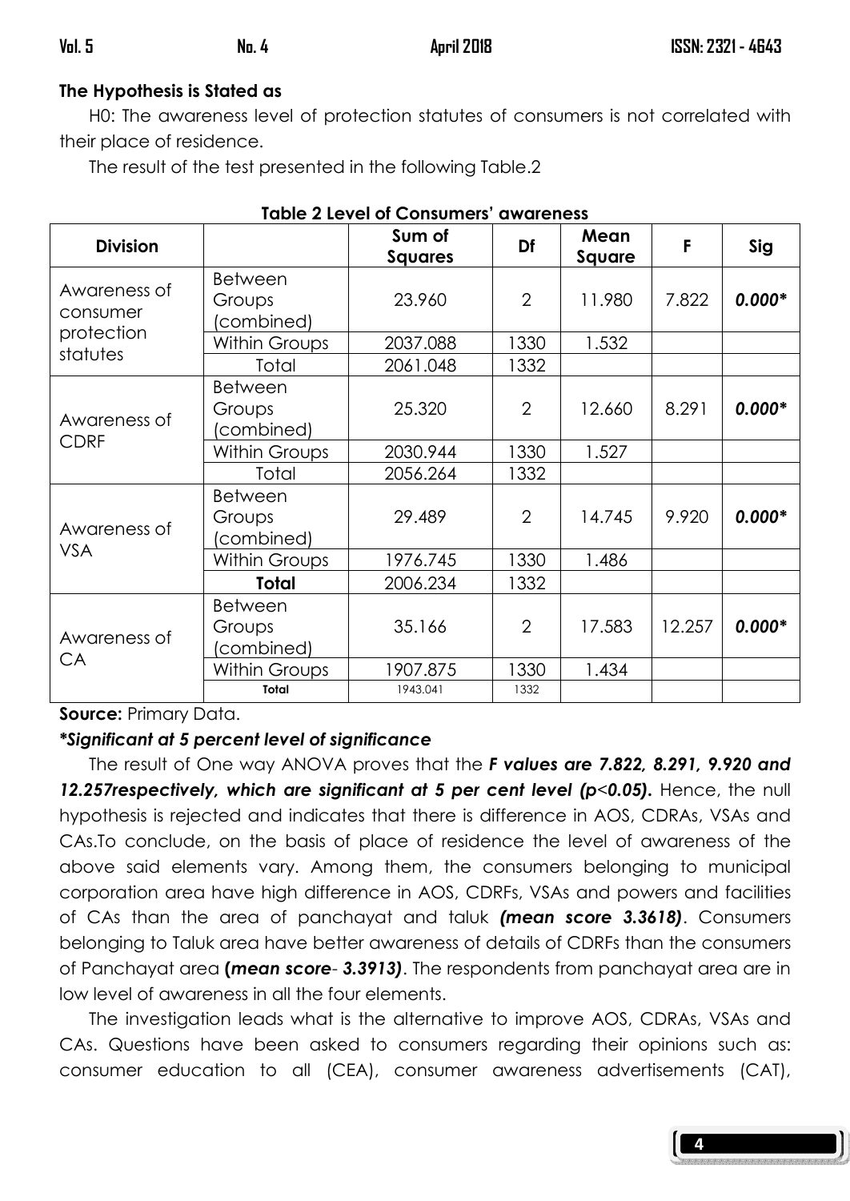**The Hypothesis is Stated as**

H0: The awareness level of protection statutes of consumers is not correlated with their place of residence.

The result of the test presented in the following Table.2

**Table 2 Level of Consumers' awareness**

| Division | | Sum of Squares | Df | Mean Square | F | Sig |
|---|---|---|---|---|---|---|
| Awareness of consumer protection statutes | Between Groups (combined) | 23.960 | 2 | 11.980 | 7.822 | ***0.000**** |
| | Within Groups | 2037.088 | 1330 | 1.532 | | |
| | Total | 2061.048 | 1332 | | | |
| Awareness of CDRF | Between Groups (combined) | 25.320 | 2 | 12.660 | 8.291 | ***0.000**** |
| | Within Groups | 2030.944 | 1330 | 1.527 | | |
| | Total | 2056.264 | 1332 | | | |
| Awareness of VSA | Between Groups (combined) | 29.489 | 2 | 14.745 | 9.920 | ***0.000**** |
| | Within Groups | 1976.745 | 1330 | 1.486 | | |
| | **Total** | 2006.234 | 1332 | | | |
| Awareness of CA | Between Groups (combined) | 35.166 | 2 | 17.583 | 12.257 | ***0.000**** |
| | Within Groups | 1907.875 | 1330 | 1.434 | | |
| | **Total** | 1943.041 | 1332 | | | |

**Source:** Primary Data.

***Significant at 5 percent level of significance***

The result of One way ANOVA proves that the ***F values are 7.822, 8.291, 9.920 and 12.257respectively, which are significant at 5 per cent level (p<0.05).*** Hence, the null hypothesis is rejected and indicates that there is difference in AOS, CDRAs, VSAs and CAs.To conclude, on the basis of place of residence the level of awareness of the above said elements vary. Among them, the consumers belonging to municipal corporation area have high difference in AOS, CDRFs, VSAs and powers and facilities of CAs than the area of panchayat and taluk ***(mean score 3.3618)***. Consumers belonging to Taluk area have better awareness of details of CDRFs than the consumers of Panchayat area **(*mean score*- *3.3913)***. The respondents from panchayat area are in low level of awareness in all the four elements.

The investigation leads what is the alternative to improve AOS, CDRAs, VSAs and CAs. Questions have been asked to consumers regarding their opinions such as: consumer education to all (CEA), consumer awareness advertisements (CAT),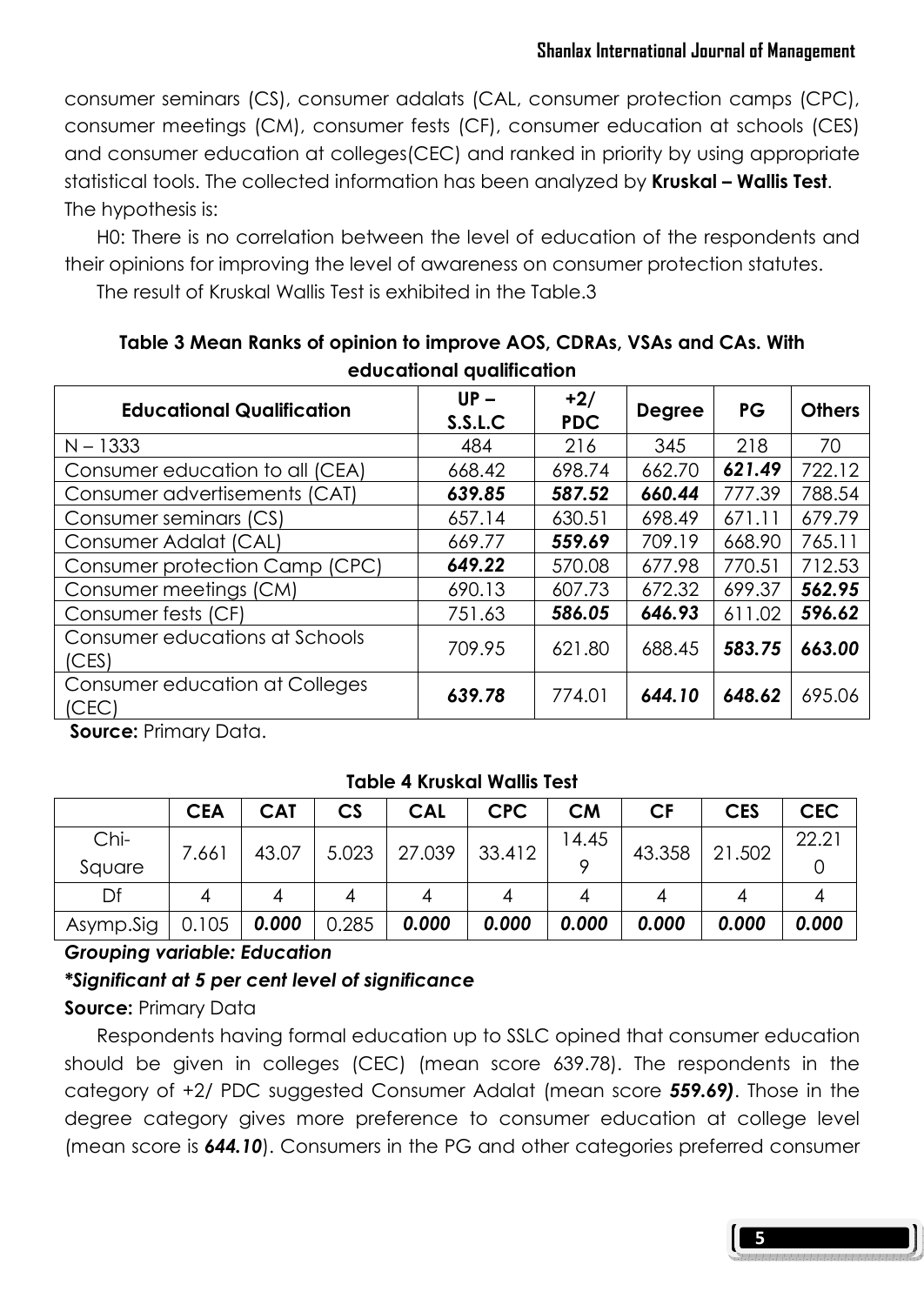consumer seminars (CS), consumer adalats (CAL, consumer protection camps (CPC), consumer meetings (CM), consumer fests (CF), consumer education at schools (CES) and consumer education at colleges(CEC) and ranked in priority by using appropriate statistical tools. The collected information has been analyzed by **Kruskal – Wallis Test**. The hypothesis is:

H0: There is no correlation between the level of education of the respondents and their opinions for improving the level of awareness on consumer protection statutes.

The result of Kruskal Wallis Test is exhibited in the Table.3

**Table 3 Mean Ranks of opinion to improve AOS, CDRAs, VSAs and CAs. With educational qualification**

| Educational Qualification | UP – S.S.L.C | +2/ PDC | Degree | PG | Others |
|---|---|---|---|---|---|
| N – 1333 | 484 | 216 | 345 | 218 | 70 |
| Consumer education to all (CEA) | 668.42 | 698.74 | 662.70 | ***621.49*** | 722.12 |
| Consumer advertisements (CAT) | ***639.85*** | ***587.52*** | ***660.44*** | 777.39 | 788.54 |
| Consumer seminars (CS) | 657.14 | 630.51 | 698.49 | 671.11 | 679.79 |
| Consumer Adalat (CAL) | 669.77 | ***559.69*** | 709.19 | 668.90 | 765.11 |
| Consumer protection Camp (CPC) | ***649.22*** | 570.08 | 677.98 | 770.51 | 712.53 |
| Consumer meetings (CM) | 690.13 | 607.73 | 672.32 | 699.37 | ***562.95*** |
| Consumer fests (CF) | 751.63 | ***586.05*** | ***646.93*** | 611.02 | ***596.62*** |
| Consumer educations at Schools (CES) | 709.95 | 621.80 | 688.45 | ***583.75*** | ***663.00*** |
| Consumer education at Colleges (CEC) | ***639.78*** | 774.01 | ***644.10*** | ***648.62*** | 695.06 |

**Source:** Primary Data.

**Table 4 Kruskal Wallis Test**

| | CEA | CAT | CS | CAL | CPC | CM | CF | CES | CEC |
|---|---|---|---|---|---|---|---|---|---|
| Chi-Square | 7.661 | 43.07 | 5.023 | 27.039 | 33.412 | 14.459 | 43.358 | 21.502 | 22.210 |
| Df | 4 | 4 | 4 | 4 | 4 | 4 | 4 | 4 | 4 |
| Asymp.Sig | 0.105 | ***0.000*** | 0.285 | ***0.000*** | ***0.000*** | ***0.000*** | ***0.000*** | ***0.000*** | ***0.000*** |

***Grouping variable: Education***

***\*Significant at 5 per cent level of significance***

**Source:** Primary Data

Respondents having formal education up to SSLC opined that consumer education should be given in colleges (CEC) (mean score 639.78). The respondents in the category of +2/ PDC suggested Consumer Adalat (mean score ***559.69)***. Those in the degree category gives more preference to consumer education at college level (mean score is ***644.10***). Consumers in the PG and other categories preferred consumer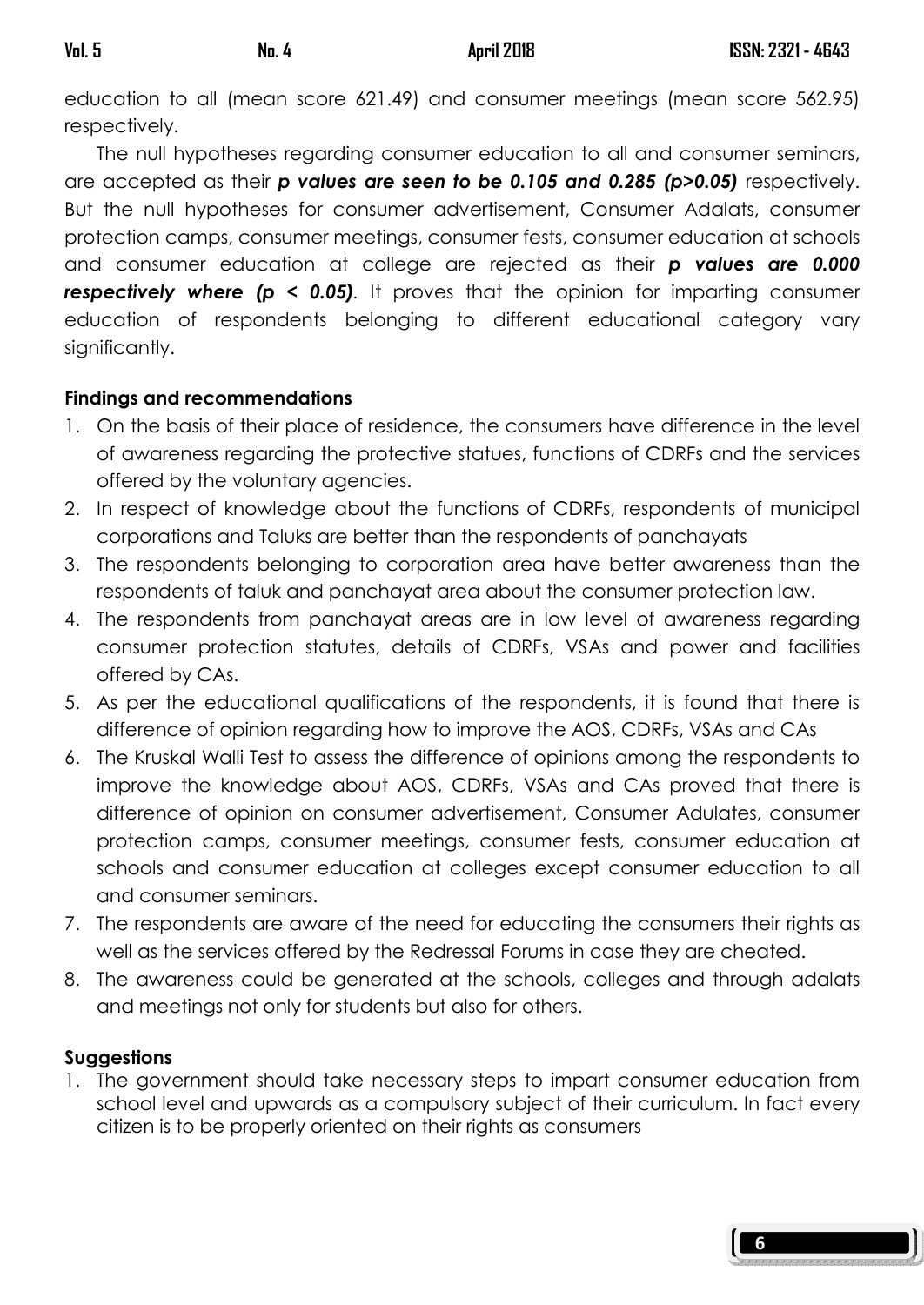education to all (mean score 621.49) and consumer meetings (mean score 562.95) respectively.

The null hypotheses regarding consumer education to all and consumer seminars, are accepted as their ***p values are seen to be 0.105 and 0.285 (p>0.05)*** respectively. But the null hypotheses for consumer advertisement, Consumer Adalats, consumer protection camps, consumer meetings, consumer fests, consumer education at schools and consumer education at college are rejected as their ***p values are 0.000 respectively where (p < 0.05)***. It proves that the opinion for imparting consumer education of respondents belonging to different educational category vary significantly.

**Findings and recommendations**

1. On the basis of their place of residence, the consumers have difference in the level of awareness regarding the protective statues, functions of CDRFs and the services offered by the voluntary agencies.
2. In respect of knowledge about the functions of CDRFs, respondents of municipal corporations and Taluks are better than the respondents of panchayats
3. The respondents belonging to corporation area have better awareness than the respondents of taluk and panchayat area about the consumer protection law.
4. The respondents from panchayat areas are in low level of awareness regarding consumer protection statutes, details of CDRFs, VSAs and power and facilities offered by CAs.
5. As per the educational qualifications of the respondents, it is found that there is difference of opinion regarding how to improve the AOS, CDRFs, VSAs and CAs
6. The Kruskal Walli Test to assess the difference of opinions among the respondents to improve the knowledge about AOS, CDRFs, VSAs and CAs proved that there is difference of opinion on consumer advertisement, Consumer Adulates, consumer protection camps, consumer meetings, consumer fests, consumer education at schools and consumer education at colleges except consumer education to all and consumer seminars.
7. The respondents are aware of the need for educating the consumers their rights as well as the services offered by the Redressal Forums in case they are cheated.
8. The awareness could be generated at the schools, colleges and through adalats and meetings not only for students but also for others.

**Suggestions**

1. The government should take necessary steps to impart consumer education from school level and upwards as a compulsory subject of their curriculum. In fact every citizen is to be properly oriented on their rights as consumers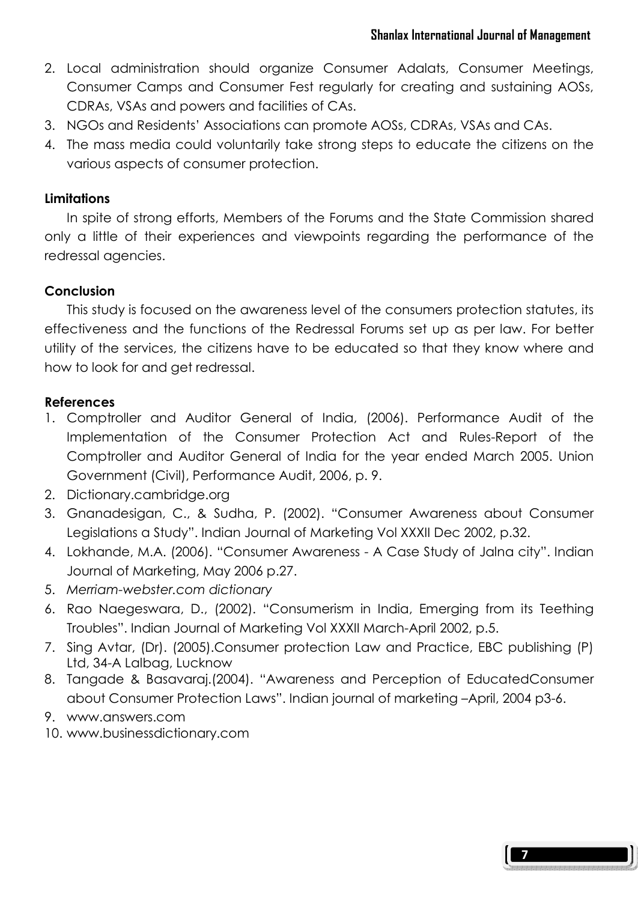2. Local administration should organize Consumer Adalats, Consumer Meetings, Consumer Camps and Consumer Fest regularly for creating and sustaining AOSs, CDRAs, VSAs and powers and facilities of CAs.
3. NGOs and Residents' Associations can promote AOSs, CDRAs, VSAs and CAs.
4. The mass media could voluntarily take strong steps to educate the citizens on the various aspects of consumer protection.

**Limitations**

In spite of strong efforts, Members of the Forums and the State Commission shared only a little of their experiences and viewpoints regarding the performance of the redressal agencies.

**Conclusion**

This study is focused on the awareness level of the consumers protection statutes, its effectiveness and the functions of the Redressal Forums set up as per law. For better utility of the services, the citizens have to be educated so that they know where and how to look for and get redressal.

**References**

1. Comptroller and Auditor General of India, (2006). Performance Audit of the Implementation of the Consumer Protection Act and Rules-Report of the Comptroller and Auditor General of India for the year ended March 2005. Union Government (Civil), Performance Audit, 2006, p. 9.
2. Dictionary.cambridge.org
3. Gnanadesigan, C., & Sudha, P. (2002). "Consumer Awareness about Consumer Legislations a Study". Indian Journal of Marketing Vol XXXII Dec 2002, p.32.
4. Lokhande, M.A. (2006). "Consumer Awareness - A Case Study of Jalna city". Indian Journal of Marketing, May 2006 p.27.
5. *Merriam-webster.com dictionary*
6. Rao Naegeswara, D., (2002). "Consumerism in India, Emerging from its Teething Troubles". Indian Journal of Marketing Vol XXXII March-April 2002, p.5.
7. Sing Avtar, (Dr). (2005).Consumer protection Law and Practice, EBC publishing (P) Ltd, 34-A Lalbag, Lucknow
8. Tangade & Basavaraj.(2004). "Awareness and Perception of EducatedConsumer about Consumer Protection Laws". Indian journal of marketing –April, 2004 p3-6.
9. www.answers.com
10. www.businessdictionary.com